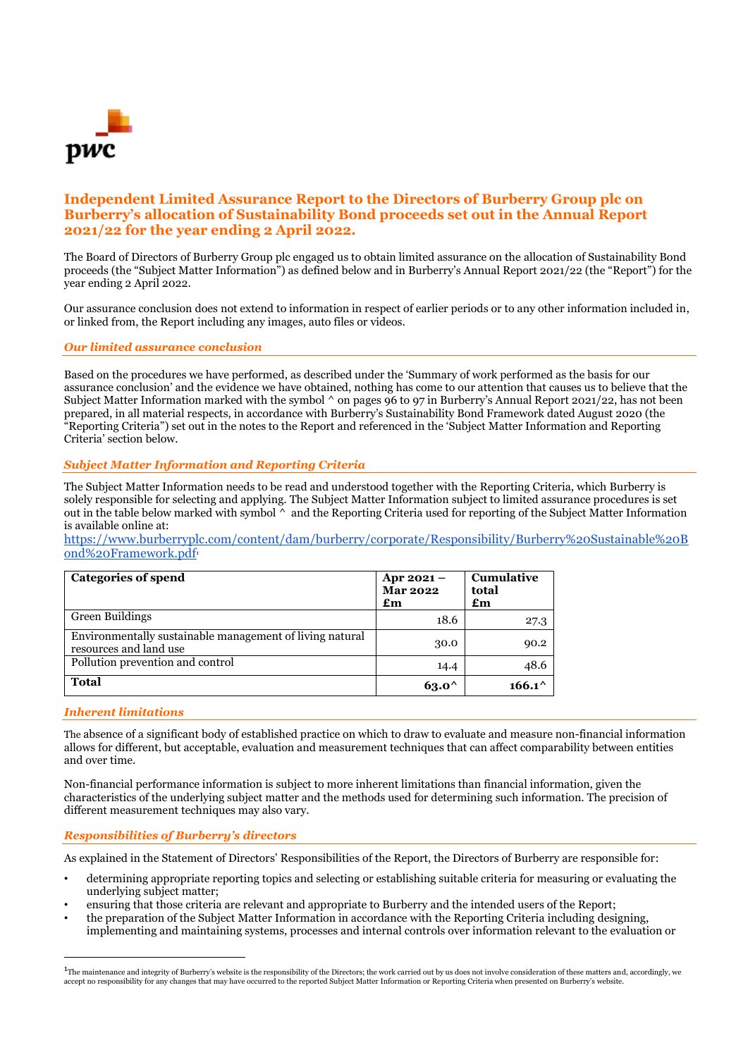# Independent Limited Assurance Report to the Directors of Burberry Group plc on Burberry's allocation of Sustainability Bond proceeds set out in the Annual Report 2021/22 for the year ending 2 April 2022.

The Board of Directors of Burberry Group plc engaged us to obtain limited assurance on the allocation of Sustainability Bond proceeds (the "Subject Matter Information") as defined below and in Burberry's Annual Report 2021/22 (the "Report") for the year ending 2 April 2022.

Our assurance conclusion does not extend to information in respect of earlier periods or to any other information included in, or linked from, the Report including any images, auto files or videos.

## *Our limited assurance conclusion*

Based on the procedures we have performed, as described under the 'Summary of work performed as the basis for our assurance conclusion' and the evidence we have obtained, nothing has come to our attention that causes us to believe that the Subject Matter Information marked with the symbol ^ on pages 96 to 97 in Burberry's Annual Report 2021/22, has not been prepared, in all material respects, in accordance with Burberry's Sustainability Bond Framework dated August 2020 (the "Reporting Criteria") set out in the notes to the Report and referenced in the 'Subject Matter Information and Reporting Criteria' section below.

## *Subject Matter Information and Reporting Criteria*

The Subject Matter Information needs to be read and understood together with the Reporting Criteria, which Burberry is solely responsible for selecting and applying. The Subject Matter Information subject to limited assurance procedures is set out in the table below marked with symbol ^ and the Reporting Criteria used for reporting of the Subject Matter Information is available online at: https://www.burberryplc.com/content/dam/burberry/corporate/Responsibility/Burberry%20Sustainable%20Bond%20Framework.pdf[1]

| Categories of spend | Apr 2021 – Mar 2022 £m | Cumulative total £m |
|---|---|---|
| Green Buildings | 18.6 | 27.3 |
| Environmentally sustainable management of living natural resources and land use | 30.0 | 90.2 |
| Pollution prevention and control | 14.4 | 48.6 |
| **Total** | **63.0^** | **166.1^** |

## *Inherent limitations*

The absence of a significant body of established practice on which to draw to evaluate and measure non-financial information allows for different, but acceptable, evaluation and measurement techniques that can affect comparability between entities and over time.

Non-financial performance information is subject to more inherent limitations than financial information, given the characteristics of the underlying subject matter and the methods used for determining such information. The precision of different measurement techniques may also vary.

## *Responsibilities of Burberry's directors*

As explained in the Statement of Directors' Responsibilities of the Report, the Directors of Burberry are responsible for:

- determining appropriate reporting topics and selecting or establishing suitable criteria for measuring or evaluating the underlying subject matter;
- ensuring that those criteria are relevant and appropriate to Burberry and the intended users of the Report;
- the preparation of the Subject Matter Information in accordance with the Reporting Criteria including designing, implementing and maintaining systems, processes and internal controls over information relevant to the evaluation or

[1] The maintenance and integrity of Burberry's website is the responsibility of the Directors; the work carried out by us does not involve consideration of these matters and, accordingly, we accept no responsibility for any changes that may have occurred to the reported Subject Matter Information or Reporting Criteria when presented on Burberry's website.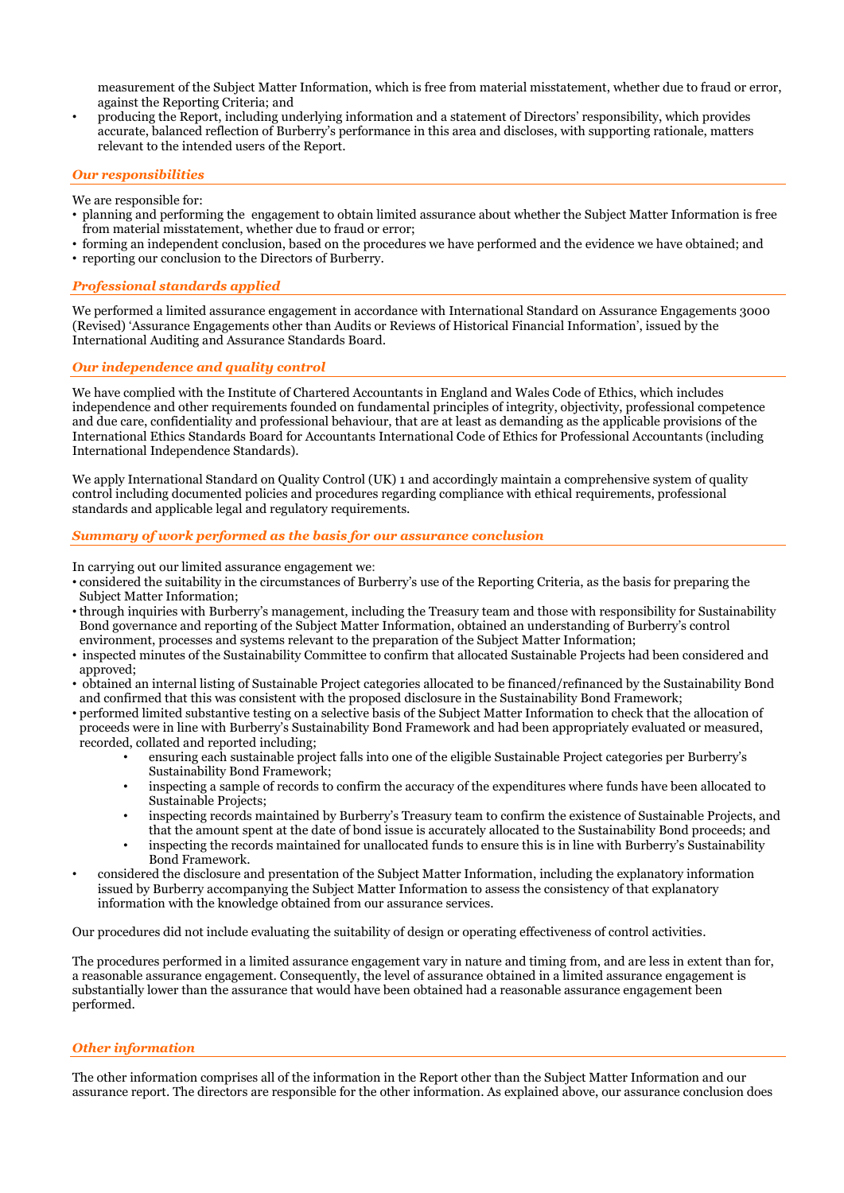measurement of the Subject Matter Information, which is free from material misstatement, whether due to fraud or error, against the Reporting Criteria; and
- producing the Report, including underlying information and a statement of Directors' responsibility, which provides accurate, balanced reflection of Burberry's performance in this area and discloses, with supporting rationale, matters relevant to the intended users of the Report.

### *Our responsibilities*

We are responsible for:
- planning and performing the engagement to obtain limited assurance about whether the Subject Matter Information is free from material misstatement, whether due to fraud or error;
- forming an independent conclusion, based on the procedures we have performed and the evidence we have obtained; and
- reporting our conclusion to the Directors of Burberry.

### *Professional standards applied*

We performed a limited assurance engagement in accordance with International Standard on Assurance Engagements 3000 (Revised) 'Assurance Engagements other than Audits or Reviews of Historical Financial Information', issued by the International Auditing and Assurance Standards Board.

### *Our independence and quality control*

We have complied with the Institute of Chartered Accountants in England and Wales Code of Ethics, which includes independence and other requirements founded on fundamental principles of integrity, objectivity, professional competence and due care, confidentiality and professional behaviour, that are at least as demanding as the applicable provisions of the International Ethics Standards Board for Accountants International Code of Ethics for Professional Accountants (including International Independence Standards).

We apply International Standard on Quality Control (UK) 1 and accordingly maintain a comprehensive system of quality control including documented policies and procedures regarding compliance with ethical requirements, professional standards and applicable legal and regulatory requirements.

### *Summary of work performed as the basis for our assurance conclusion*

In carrying out our limited assurance engagement we:
- considered the suitability in the circumstances of Burberry's use of the Reporting Criteria, as the basis for preparing the Subject Matter Information;
- through inquiries with Burberry's management, including the Treasury team and those with responsibility for Sustainability Bond governance and reporting of the Subject Matter Information, obtained an understanding of Burberry's control environment, processes and systems relevant to the preparation of the Subject Matter Information;
- inspected minutes of the Sustainability Committee to confirm that allocated Sustainable Projects had been considered and approved;
- obtained an internal listing of Sustainable Project categories allocated to be financed/refinanced by the Sustainability Bond and confirmed that this was consistent with the proposed disclosure in the Sustainability Bond Framework;
- performed limited substantive testing on a selective basis of the Subject Matter Information to check that the allocation of proceeds were in line with Burberry's Sustainability Bond Framework and had been appropriately evaluated or measured, recorded, collated and reported including;
  - ensuring each sustainable project falls into one of the eligible Sustainable Project categories per Burberry's Sustainability Bond Framework;
  - inspecting a sample of records to confirm the accuracy of the expenditures where funds have been allocated to Sustainable Projects;
  - inspecting records maintained by Burberry's Treasury team to confirm the existence of Sustainable Projects, and that the amount spent at the date of bond issue is accurately allocated to the Sustainability Bond proceeds; and
  - inspecting the records maintained for unallocated funds to ensure this is in line with Burberry's Sustainability Bond Framework.
- considered the disclosure and presentation of the Subject Matter Information, including the explanatory information issued by Burberry accompanying the Subject Matter Information to assess the consistency of that explanatory information with the knowledge obtained from our assurance services.

Our procedures did not include evaluating the suitability of design or operating effectiveness of control activities.

The procedures performed in a limited assurance engagement vary in nature and timing from, and are less in extent than for, a reasonable assurance engagement. Consequently, the level of assurance obtained in a limited assurance engagement is substantially lower than the assurance that would have been obtained had a reasonable assurance engagement been performed.

### *Other information*

The other information comprises all of the information in the Report other than the Subject Matter Information and our assurance report. The directors are responsible for the other information. As explained above, our assurance conclusion does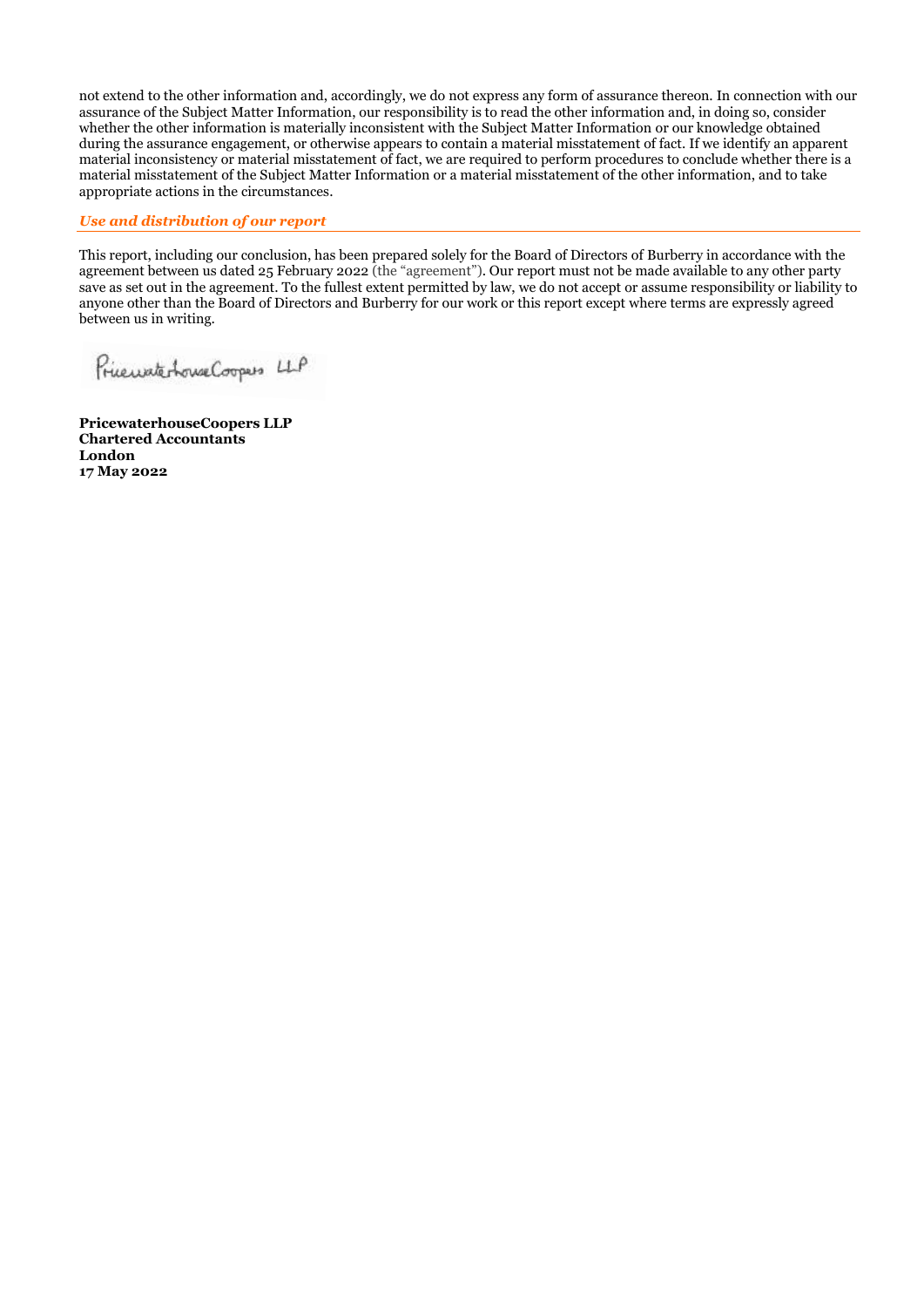not extend to the other information and, accordingly, we do not express any form of assurance thereon. In connection with our assurance of the Subject Matter Information, our responsibility is to read the other information and, in doing so, consider whether the other information is materially inconsistent with the Subject Matter Information or our knowledge obtained during the assurance engagement, or otherwise appears to contain a material misstatement of fact. If we identify an apparent material inconsistency or material misstatement of fact, we are required to perform procedures to conclude whether there is a material misstatement of the Subject Matter Information or a material misstatement of the other information, and to take appropriate actions in the circumstances.

### *Use and distribution of our report*

This report, including our conclusion, has been prepared solely for the Board of Directors of Burberry in accordance with the agreement between us dated 25 February 2022 (the "agreement"). Our report must not be made available to any other party save as set out in the agreement. To the fullest extent permitted by law, we do not accept or assume responsibility or liability to anyone other than the Board of Directors and Burberry for our work or this report except where terms are expressly agreed between us in writing.

PricewaterhouseCoopers LLP

**PricewaterhouseCoopers LLP**
**Chartered Accountants**
**London**
**17 May 2022**